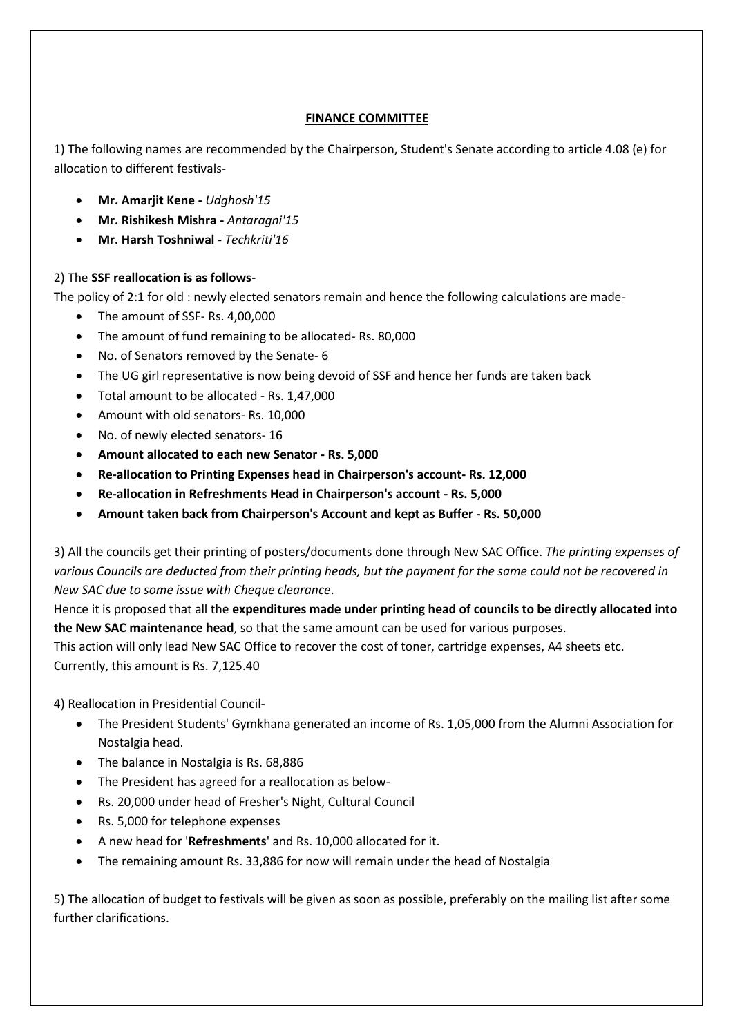**FINANCE COMMITTEE**

1) The following names are recommended by the Chairperson, Student's Senate according to article 4.08 (e) for allocation to different festivals-

- **Mr. Amarjit Kene -** *Udghosh'15*
- **Mr. Rishikesh Mishra -** *Antaragni'15*
- **Mr. Harsh Toshniwal -** *Techkriti'16*

2) The **SSF reallocation is as follows**-

The policy of 2:1 for old : newly elected senators remain and hence the following calculations are made-

- The amount of SSF- Rs. 4,00,000
- The amount of fund remaining to be allocated- Rs. 80,000
- No. of Senators removed by the Senate- 6
- The UG girl representative is now being devoid of SSF and hence her funds are taken back
- Total amount to be allocated - Rs. 1,47,000
- Amount with old senators- Rs. 10,000
- No. of newly elected senators- 16
- **Amount allocated to each new Senator - Rs. 5,000**
- **Re-allocation to Printing Expenses head in Chairperson's account- Rs. 12,000**
- **Re-allocation in Refreshments Head in Chairperson's account - Rs. 5,000**
- **Amount taken back from Chairperson's Account and kept as Buffer - Rs. 50,000**

3) All the councils get their printing of posters/documents done through New SAC Office. *The printing expenses of various Councils are deducted from their printing heads, but the payment for the same could not be recovered in New SAC due to some issue with Cheque clearance*.

Hence it is proposed that all the **expenditures made under printing head of councils to be directly allocated into the New SAC maintenance head**, so that the same amount can be used for various purposes.

This action will only lead New SAC Office to recover the cost of toner, cartridge expenses, A4 sheets etc.

Currently, this amount is Rs. 7,125.40

4) Reallocation in Presidential Council-

- The President Students' Gymkhana generated an income of Rs. 1,05,000 from the Alumni Association for Nostalgia head.
- The balance in Nostalgia is Rs. 68,886
- The President has agreed for a reallocation as below-
- Rs. 20,000 under head of Fresher's Night, Cultural Council
- Rs. 5,000 for telephone expenses
- A new head for '**Refreshments**' and Rs. 10,000 allocated for it.
- The remaining amount Rs. 33,886 for now will remain under the head of Nostalgia

5) The allocation of budget to festivals will be given as soon as possible, preferably on the mailing list after some further clarifications.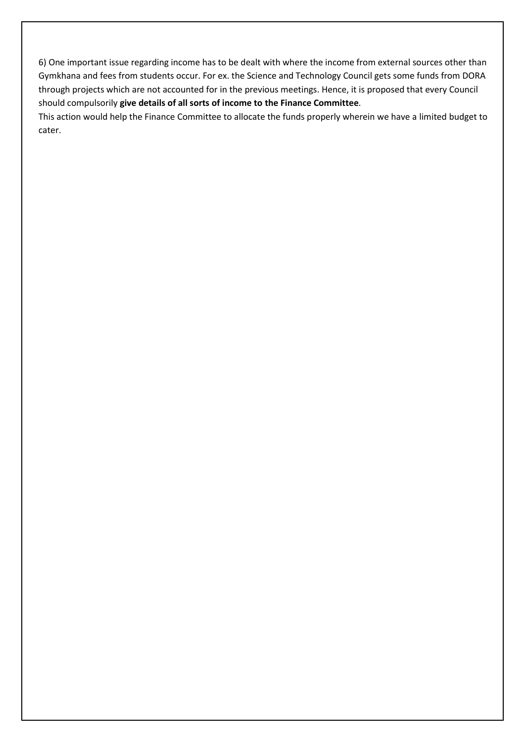6) One important issue regarding income has to be dealt with where the income from external sources other than Gymkhana and fees from students occur. For ex. the Science and Technology Council gets some funds from DORA through projects which are not accounted for in the previous meetings. Hence, it is proposed that every Council should compulsorily **give details of all sorts of income to the Finance Committee**.

This action would help the Finance Committee to allocate the funds properly wherein we have a limited budget to cater.